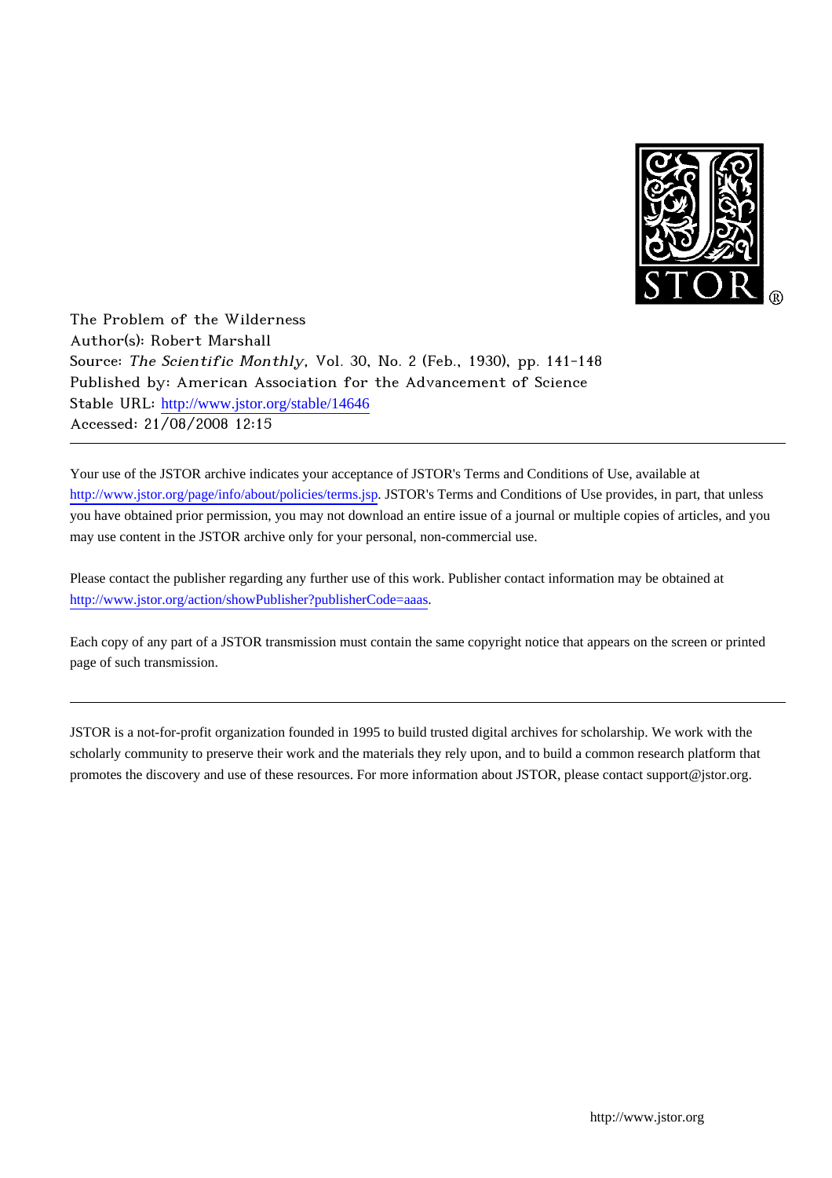The Problem of the Wilderness
Author(s): Robert Marshall
Source: *The Scientific Monthly*, Vol. 30, No. 2 (Feb., 1930), pp. 141-148
Published by: American Association for the Advancement of Science
Stable URL: http://www.jstor.org/stable/14646
Accessed: 21/08/2008 12:15

---

Your use of the JSTOR archive indicates your acceptance of JSTOR's Terms and Conditions of Use, available at http://www.jstor.org/page/info/about/policies/terms.jsp. JSTOR's Terms and Conditions of Use provides, in part, that unless you have obtained prior permission, you may not download an entire issue of a journal or multiple copies of articles, and you may use content in the JSTOR archive only for your personal, non-commercial use.

Please contact the publisher regarding any further use of this work. Publisher contact information may be obtained at http://www.jstor.org/action/showPublisher?publisherCode=aaas.

Each copy of any part of a JSTOR transmission must contain the same copyright notice that appears on the screen or printed page of such transmission.

---

JSTOR is a not-for-profit organization founded in 1995 to build trusted digital archives for scholarship. We work with the scholarly community to preserve their work and the materials they rely upon, and to build a common research platform that promotes the discovery and use of these resources. For more information about JSTOR, please contact support@jstor.org.

http://www.jstor.org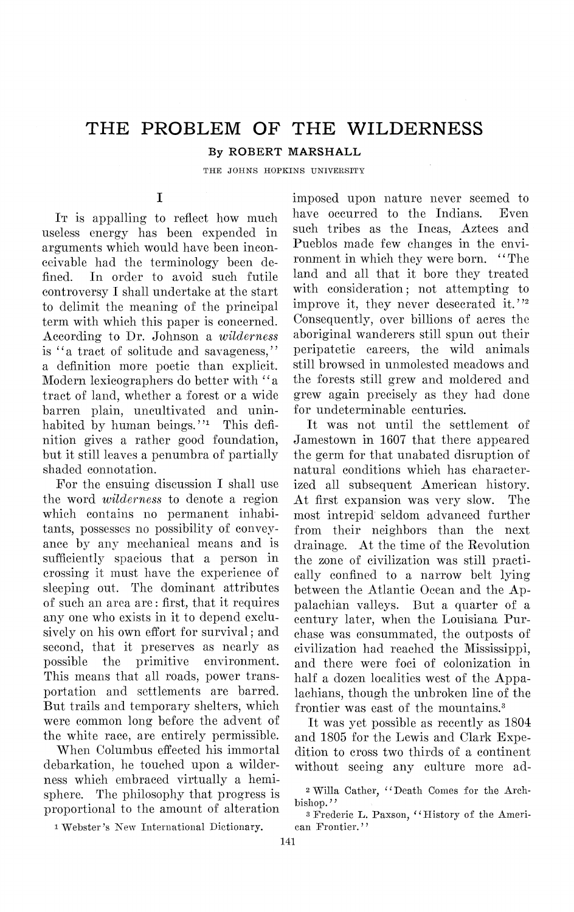# THE PROBLEM OF THE WILDERNESS

By ROBERT MARSHALL

THE JOHNS HOPKINS UNIVERSITY

## I

It is appalling to reflect how much useless energy has been expended in arguments which would have been inconceivable had the terminology been defined. In order to avoid such futile controversy I shall undertake at the start to delimit the meaning of the principal term with which this paper is concerned. According to Dr. Johnson a *wilderness* is "a tract of solitude and savageness," a definition more poetic than explicit. Modern lexicographers do better with "a tract of land, whether a forest or a wide barren plain, uncultivated and uninhabited by human beings."[1] This definition gives a rather good foundation, but it still leaves a penumbra of partially shaded connotation.

For the ensuing discussion I shall use the word *wilderness* to denote a region which contains no permanent inhabitants, possesses no possibility of conveyance by any mechanical means and is sufficiently spacious that a person in crossing it must have the experience of sleeping out. The dominant attributes of such an area are: first, that it requires any one who exists in it to depend exclusively on his own effort for survival; and second, that it preserves as nearly as possible the primitive environment. This means that all roads, power transportation and settlements are barred. But trails and temporary shelters, which were common long before the advent of the white race, are entirely permissible.

When Columbus effected his immortal debarkation, he touched upon a wilderness which embraced virtually a hemisphere. The philosophy that progress is proportional to the amount of alteration imposed upon nature never seemed to have occurred to the Indians. Even such tribes as the Incas, Aztecs and Pueblos made few changes in the environment in which they were born. "The land and all that it bore they treated with consideration; not attempting to improve it, they never desecrated it."[2] Consequently, over billions of acres the aboriginal wanderers still spun out their peripatetic careers, the wild animals still browsed in unmolested meadows and the forests still grew and moldered and grew again precisely as they had done for undeterminable centuries.

It was not until the settlement of Jamestown in 1607 that there appeared the germ for that unabated disruption of natural conditions which has characterized all subsequent American history. At first expansion was very slow. The most intrepid seldom advanced further from their neighbors than the next drainage. At the time of the Revolution the zone of civilization was still practically confined to a narrow belt lying between the Atlantic Ocean and the Appalachian valleys. But a quarter of a century later, when the Louisiana Purchase was consummated, the outposts of civilization had reached the Mississippi, and there were foci of colonization in half a dozen localities west of the Appalachians, though the unbroken line of the frontier was east of the mountains.[3]

It was yet possible as recently as 1804 and 1805 for the Lewis and Clark Expedition to cross two thirds of a continent without seeing any culture more ad-

---

[1] Webster's New International Dictionary.

[2] Willa Cather, "Death Comes for the Archbishop."

[3] Frederic L. Paxson, "History of the American Frontier."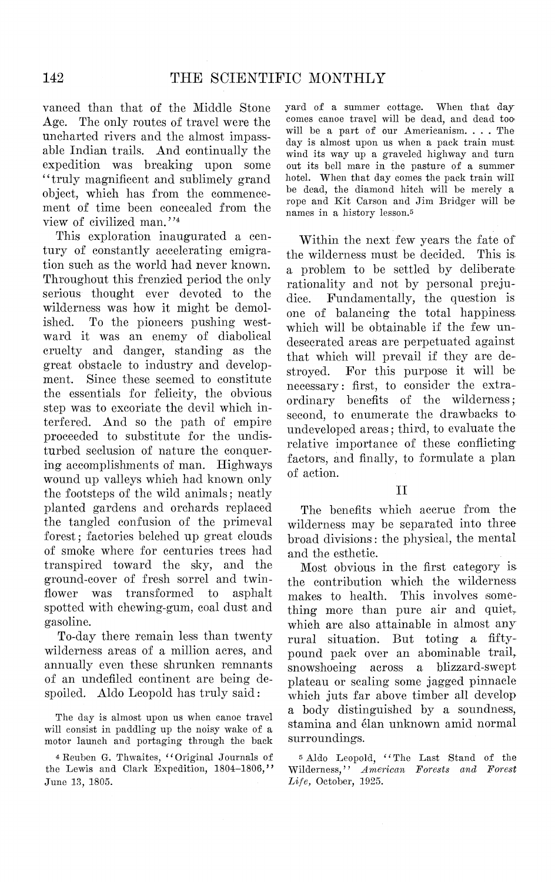vanced than that of the Middle Stone Age. The only routes of travel were the uncharted rivers and the almost impassable Indian trails. And continually the expedition was breaking upon some "truly magnificent and sublimely grand object, which has from the commencement of time been concealed from the view of civilized man."[4]

This exploration inaugurated a century of constantly accelerating emigration such as the world had never known. Throughout this frenzied period the only serious thought ever devoted to the wilderness was how it might be demolished. To the pioneers pushing westward it was an enemy of diabolical cruelty and danger, standing as the great obstacle to industry and development. Since these seemed to constitute the essentials for felicity, the obvious step was to excoriate the devil which interfered. And so the path of empire proceeded to substitute for the undisturbed seclusion of nature the conquering accomplishments of man. Highways wound up valleys which had known only the footsteps of the wild animals; neatly planted gardens and orchards replaced the tangled confusion of the primeval forest; factories belched up great clouds of smoke where for centuries trees had transpired toward the sky, and the ground-cover of fresh sorrel and twinflower was transformed to asphalt spotted with chewing-gum, coal dust and gasoline.

To-day there remain less than twenty wilderness areas of a million acres, and annually even these shrunken remnants of an undefiled continent are being despoiled. Aldo Leopold has truly said:

> The day is almost upon us when canoe travel will consist in paddling up the noisy wake of a motor launch and portaging through the back yard of a summer cottage. When that day comes canoe travel will be dead, and dead too will be a part of our Americanism. . . . The day is almost upon us when a pack train must wind its way up a graveled highway and turn out its bell mare in the pasture of a summer hotel. When that day comes the pack train will be dead, the diamond hitch will be merely a rope and Kit Carson and Jim Bridger will be names in a history lesson.[5]

Within the next few years the fate of the wilderness must be decided. This is a problem to be settled by deliberate rationality and not by personal prejudice. Fundamentally, the question is one of balancing the total happiness which will be obtainable if the few undesecrated areas are perpetuated against that which will prevail if they are destroyed. For this purpose it will be necessary: first, to consider the extraordinary benefits of the wilderness; second, to enumerate the drawbacks to undeveloped areas; third, to evaluate the relative importance of these conflicting factors, and finally, to formulate a plan of action.

## II

The benefits which accrue from the wilderness may be separated into three broad divisions: the physical, the mental and the esthetic.

Most obvious in the first category is the contribution which the wilderness makes to health. This involves something more than pure air and quiet, which are also attainable in almost any rural situation. But toting a fifty-pound pack over an abominable trail, snowshoeing across a blizzard-swept plateau or scaling some jagged pinnacle which juts far above timber all develop a body distinguished by a soundness, stamina and élan unknown amid normal surroundings.

---

[4] Reuben G. Thwaites, "Original Journals of the Lewis and Clark Expedition, 1804–1806," June 13, 1805.

[5] Aldo Leopold, "The Last Stand of the Wilderness," *American Forests and Forest Life*, October, 1925.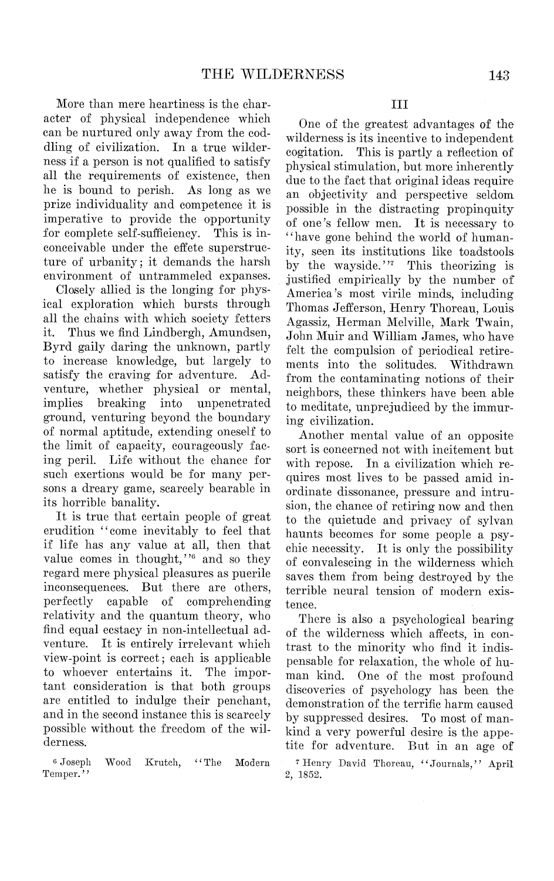More than mere heartiness is the character of physical independence which can be nurtured only away from the coddling of civilization. In a true wilderness if a person is not qualified to satisfy all the requirements of existence, then he is bound to perish. As long as we prize individuality and competence it is imperative to provide the opportunity for complete self-sufficiency. This is inconceivable under the effete superstructure of urbanity; it demands the harsh environment of untrammeled expanses.

Closely allied is the longing for physical exploration which bursts through all the chains with which society fetters it. Thus we find Lindbergh, Amundsen, Byrd gaily daring the unknown, partly to increase knowledge, but largely to satisfy the craving for adventure. Adventure, whether physical or mental, implies breaking into unpenetrated ground, venturing beyond the boundary of normal aptitude, extending oneself to the limit of capacity, courageously facing peril. Life without the chance for such exertions would be for many persons a dreary game, scarcely bearable in its horrible banality.

It is true that certain people of great erudition "come inevitably to feel that if life has any value at all, then that value comes in thought,"[6] and so they regard mere physical pleasures as puerile inconsequences. But there are others, perfectly capable of comprehending relativity and the quantum theory, who find equal ecstacy in non-intellectual adventure. It is entirely irrelevant which view-point is correct; each is applicable to whoever entertains it. The important consideration is that both groups are entitled to indulge their penchant, and in the second instance this is scarcely possible without the freedom of the wilderness.

## III

One of the greatest advantages of the wilderness is its incentive to independent cogitation. This is partly a reflection of physical stimulation, but more inherently due to the fact that original ideas require an objectivity and perspective seldom possible in the distracting propinquity of one's fellow men. It is necessary to "have gone behind the world of humanity, seen its institutions like toadstools by the wayside."[7] This theorizing is justified empirically by the number of America's most virile minds, including Thomas Jefferson, Henry Thoreau, Louis Agassiz, Herman Melville, Mark Twain, John Muir and William James, who have felt the compulsion of periodical retirements into the solitudes. Withdrawn from the contaminating notions of their neighbors, these thinkers have been able to meditate, unprejudiced by the immuring civilization.

Another mental value of an opposite sort is concerned not with incitement but with repose. In a civilization which requires most lives to be passed amid inordinate dissonance, pressure and intrusion, the chance of retiring now and then to the quietude and privacy of sylvan haunts becomes for some people a psychic necessity. It is only the possibility of convalescing in the wilderness which saves them from being destroyed by the terrible neural tension of modern existence.

There is also a psychological bearing of the wilderness which affects, in contrast to the minority who find it indispensable for relaxation, the whole of human kind. One of the most profound discoveries of psychology has been the demonstration of the terrific harm caused by suppressed desires. To most of mankind a very powerful desire is the appetite for adventure. But in an age of

[6] Joseph Wood Krutch, "The Modern Temper."

[7] Henry David Thoreau, "Journals," April 2, 1852.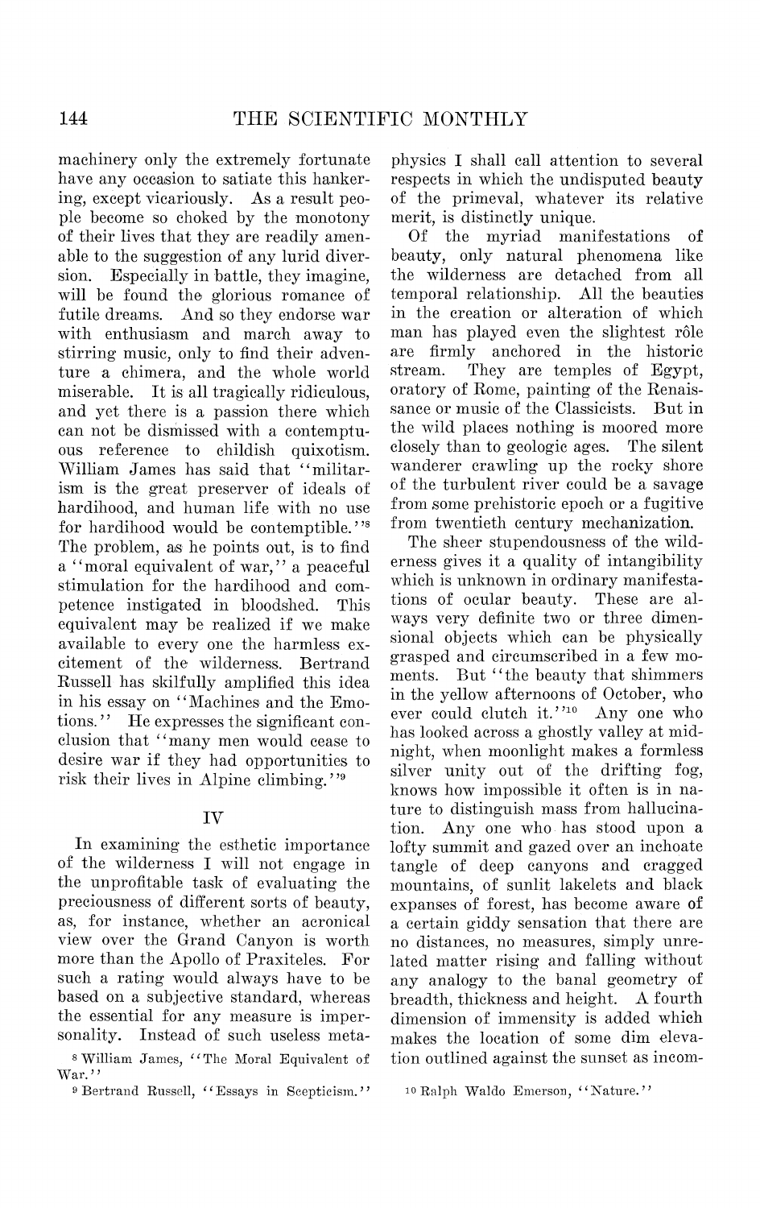machinery only the extremely fortunate have any occasion to satiate this hankering, except vicariously. As a result people become so choked by the monotony of their lives that they are readily amenable to the suggestion of any lurid diversion. Especially in battle, they imagine, will be found the glorious romance of futile dreams. And so they endorse war with enthusiasm and march away to stirring music, only to find their adventure a chimera, and the whole world miserable. It is all tragically ridiculous, and yet there is a passion there which can not be dismissed with a contemptuous reference to childish quixotism. William James has said that "militarism is the great preserver of ideals of hardihood, and human life with no use for hardihood would be contemptible."[8] The problem, as he points out, is to find a "moral equivalent of war," a peaceful stimulation for the hardihood and competence instigated in bloodshed. This equivalent may be realized if we make available to every one the harmless excitement of the wilderness. Bertrand Russell has skilfully amplified this idea in his essay on "Machines and the Emotions." He expresses the significant conclusion that "many men would cease to desire war if they had opportunities to risk their lives in Alpine climbing."[9]

## IV

In examining the esthetic importance of the wilderness I will not engage in the unprofitable task of evaluating the preciousness of different sorts of beauty, as, for instance, whether an acronical view over the Grand Canyon is worth more than the Apollo of Praxiteles. For such a rating would always have to be based on a subjective standard, whereas the essential for any measure is impersonality. Instead of such useless metaphysics I shall call attention to several respects in which the undisputed beauty of the primeval, whatever its relative merit, is distinctly unique.

Of the myriad manifestations of beauty, only natural phenomena like the wilderness are detached from all temporal relationship. All the beauties in the creation or alteration of which man has played even the slightest rôle are firmly anchored in the historic stream. They are temples of Egypt, oratory of Rome, painting of the Renaissance or music of the Classicists. But in the wild places nothing is moored more closely than to geologic ages. The silent wanderer crawling up the rocky shore of the turbulent river could be a savage from some prehistoric epoch or a fugitive from twentieth century mechanization.

The sheer stupendousness of the wilderness gives it a quality of intangibility which is unknown in ordinary manifestations of ocular beauty. These are always very definite two or three dimensional objects which can be physically grasped and circumscribed in a few moments. But "the beauty that shimmers in the yellow afternoons of October, who ever could clutch it."[10] Any one who has looked across a ghostly valley at midnight, when moonlight makes a formless silver unity out of the drifting fog, knows how impossible it often is in nature to distinguish mass from hallucination. Any one who has stood upon a lofty summit and gazed over an inchoate tangle of deep canyons and cragged mountains, of sunlit lakelets and black expanses of forest, has become aware of a certain giddy sensation that there are no distances, no measures, simply unrelated matter rising and falling without any analogy to the banal geometry of breadth, thickness and height. A fourth dimension of immensity is added which makes the location of some dim elevation outlined against the sunset as incom-

[8] William James, "The Moral Equivalent of War."

[9] Bertrand Russell, "Essays in Scepticism."

[10] Ralph Waldo Emerson, "Nature."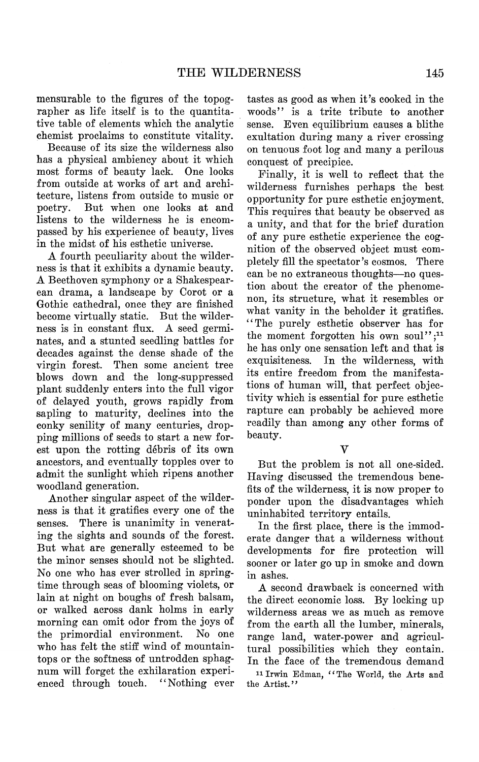mensurable to the figures of the topographer as life itself is to the quantitative table of elements which the analytic chemist proclaims to constitute vitality.

Because of its size the wilderness also has a physical ambiency about it which most forms of beauty lack. One looks from outside at works of art and architecture, listens from outside to music or poetry. But when one looks at and listens to the wilderness he is encompassed by his experience of beauty, lives in the midst of his esthetic universe.

A fourth peculiarity about the wilderness is that it exhibits a dynamic beauty. A Beethoven symphony or a Shakespearean drama, a landscape by Corot or a Gothic cathedral, once they are finished become virtually static. But the wilderness is in constant flux. A seed germinates, and a stunted seedling battles for decades against the dense shade of the virgin forest. Then some ancient tree blows down and the long-suppressed plant suddenly enters into the full vigor of delayed youth, grows rapidly from sapling to maturity, declines into the conky senility of many centuries, dropping millions of seeds to start a new forest upon the rotting débris of its own ancestors, and eventually topples over to admit the sunlight which ripens another woodland generation.

Another singular aspect of the wilderness is that it gratifies every one of the senses. There is unanimity in venerating the sights and sounds of the forest. But what are generally esteemed to be the minor senses should not be slighted. No one who has ever strolled in springtime through seas of blooming violets, or lain at night on boughs of fresh balsam, or walked across dank holms in early morning can omit odor from the joys of the primordial environment. No one who has felt the stiff wind of mountaintops or the softness of untrodden sphagnum will forget the exhilaration experienced through touch. "Nothing ever tastes as good as when it's cooked in the woods" is a trite tribute to another sense. Even equilibrium causes a blithe exultation during many a river crossing on tenuous foot log and many a perilous conquest of precipice.

Finally, it is well to reflect that the wilderness furnishes perhaps the best opportunity for pure esthetic enjoyment. This requires that beauty be observed as a unity, and that for the brief duration of any pure esthetic experience the cognition of the observed object must completely fill the spectator's cosmos. There can be no extraneous thoughts—no question about the creator of the phenomenon, its structure, what it resembles or what vanity in the beholder it gratifies. "The purely esthetic observer has for the moment forgotten his own soul";[11] he has only one sensation left and that is exquisiteness. In the wilderness, with its entire freedom from the manifestations of human will, that perfect objectivity which is essential for pure esthetic rapture can probably be achieved more readily than among any other forms of beauty.

## V

But the problem is not all one-sided. Having discussed the tremendous benefits of the wilderness, it is now proper to ponder upon the disadvantages which uninhabited territory entails.

In the first place, there is the immoderate danger that a wilderness without developments for fire protection will sooner or later go up in smoke and down in ashes.

A second drawback is concerned with the direct economic loss. By locking up wilderness areas we as much as remove from the earth all the lumber, minerals, range land, water-power and agricultural possibilities which they contain. In the face of the tremendous demand

[11] Irwin Edman, "The World, the Arts and the Artist."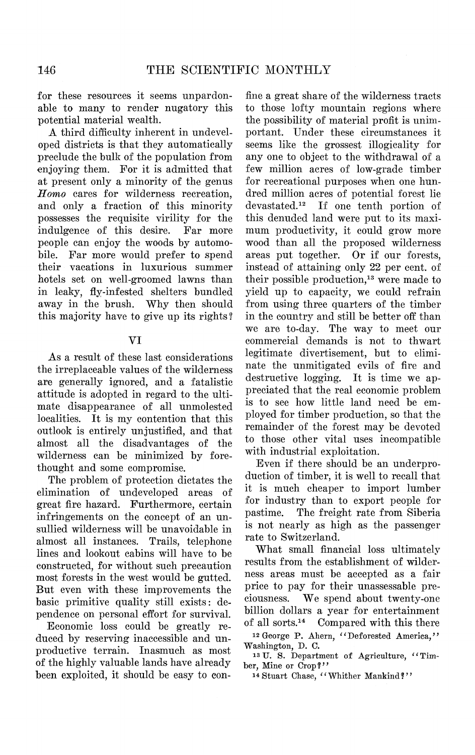for these resources it seems unpardonable to many to render nugatory this potential material wealth.

A third difficulty inherent in undeveloped districts is that they automatically preclude the bulk of the population from enjoying them. For it is admitted that at present only a minority of the genus *Homo* cares for wilderness recreation, and only a fraction of this minority possesses the requisite virility for the indulgence of this desire. Far more people can enjoy the woods by automobile. Far more would prefer to spend their vacations in luxurious summer hotels set on well-groomed lawns than in leaky, fly-infested shelters bundled away in the brush. Why then should this majority have to give up its rights?

## VI

As a result of these last considerations the irreplaceable values of the wilderness are generally ignored, and a fatalistic attitude is adopted in regard to the ultimate disappearance of all unmolested localities. It is my contention that this outlook is entirely unjustified, and that almost all the disadvantages of the wilderness can be minimized by forethought and some compromise.

The problem of protection dictates the elimination of undeveloped areas of great fire hazard. Furthermore, certain infringements on the concept of an unsullied wilderness will be unavoidable in almost all instances. Trails, telephone lines and lookout cabins will have to be constructed, for without such precaution most forests in the west would be gutted. But even with these improvements the basic primitive quality still exists: dependence on personal effort for survival.

Economic loss could be greatly reduced by reserving inaccessible and unproductive terrain. Inasmuch as most of the highly valuable lands have already been exploited, it should be easy to confine a great share of the wilderness tracts to those lofty mountain regions where the possibility of material profit is unimportant. Under these circumstances it seems like the grossest illogicality for any one to object to the withdrawal of a few million acres of low-grade timber for recreational purposes when one hundred million acres of potential forest lie devastated.[12] If one tenth portion of this denuded land were put to its maximum productivity, it could grow more wood than all the proposed wilderness areas put together. Or if our forests, instead of attaining only 22 per cent. of their possible production,[13] were made to yield up to capacity, we could refrain from using three quarters of the timber in the country and still be better off than we are to-day. The way to meet our commercial demands is not to thwart legitimate divertisement, but to eliminate the unmitigated evils of fire and destructive logging. It is time we appreciated that the real economic problem is to see how little land need be employed for timber production, so that the remainder of the forest may be devoted to those other vital uses incompatible with industrial exploitation.

Even if there should be an underproduction of timber, it is well to recall that it is much cheaper to import lumber for industry than to export people for pastime. The freight rate from Siberia is not nearly as high as the passenger rate to Switzerland.

What small financial loss ultimately results from the establishment of wilderness areas must be accepted as a fair price to pay for their unassessable preciousness. We spend about twenty-one billion dollars a year for entertainment of all sorts.[14] Compared with this there

[12] George P. Ahern, "Deforested America," Washington, D. C.

[13] U. S. Department of Agriculture, "Timber, Mine or Crop?"

[14] Stuart Chase, "Whither Mankind?"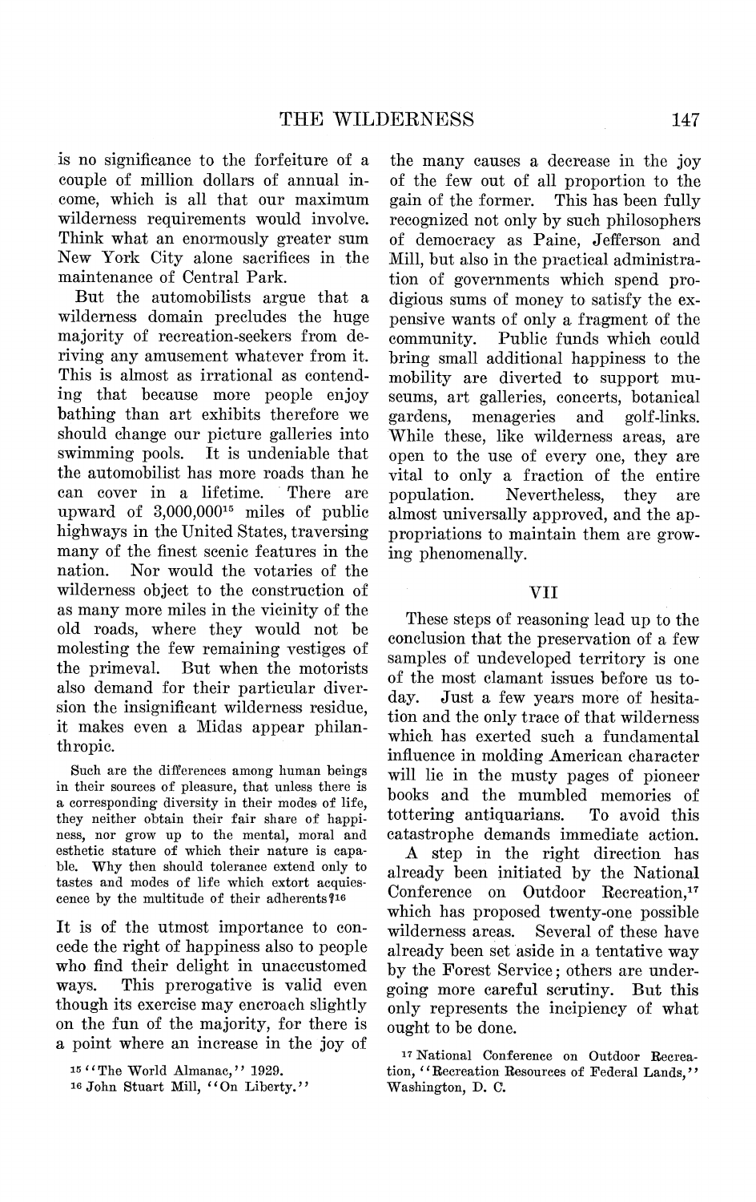is no significance to the forfeiture of a couple of million dollars of annual income, which is all that our maximum wilderness requirements would involve. Think what an enormously greater sum New York City alone sacrifices in the maintenance of Central Park.

But the automobilists argue that a wilderness domain precludes the huge majority of recreation-seekers from deriving any amusement whatever from it. This is almost as irrational as contending that because more people enjoy bathing than art exhibits therefore we should change our picture galleries into swimming pools. It is undeniable that the automobilist has more roads than he can cover in a lifetime. There are upward of 3,000,000[15] miles of public highways in the United States, traversing many of the finest scenic features in the nation. Nor would the votaries of the wilderness object to the construction of as many more miles in the vicinity of the old roads, where they would not be molesting the few remaining vestiges of the primeval. But when the motorists also demand for their particular diversion the insignificant wilderness residue, it makes even a Midas appear philanthropic.

> Such are the differences among human beings in their sources of pleasure, that unless there is a corresponding diversity in their modes of life, they neither obtain their fair share of happiness, nor grow up to the mental, moral and esthetic stature of which their nature is capable. Why then should tolerance extend only to tastes and modes of life which extort acquiescence by the multitude of their adherents?[16]

It is of the utmost importance to concede the right of happiness also to people who find their delight in unaccustomed ways. This prerogative is valid even though its exercise may encroach slightly on the fun of the majority, for there is a point where an increase in the joy of the many causes a decrease in the joy of the few out of all proportion to the gain of the former. This has been fully recognized not only by such philosophers of democracy as Paine, Jefferson and Mill, but also in the practical administration of governments which spend prodigious sums of money to satisfy the expensive wants of only a fragment of the community. Public funds which could bring small additional happiness to the mobility are diverted to support museums, art galleries, concerts, botanical gardens, menageries and golf-links. While these, like wilderness areas, are open to the use of every one, they are vital to only a fraction of the entire population. Nevertheless, they are almost universally approved, and the appropriations to maintain them are growing phenomenally.

## VII

These steps of reasoning lead up to the conclusion that the preservation of a few samples of undeveloped territory is one of the most clamant issues before us today. Just a few years more of hesitation and the only trace of that wilderness which has exerted such a fundamental influence in molding American character will lie in the musty pages of pioneer books and the mumbled memories of tottering antiquarians. To avoid this catastrophe demands immediate action.

A step in the right direction has already been initiated by the National Conference on Outdoor Recreation,[17] which has proposed twenty-one possible wilderness areas. Several of these have already been set aside in a tentative way by the Forest Service; others are undergoing more careful scrutiny. But this only represents the incipiency of what ought to be done.

[15] "The World Almanac," 1929.

[16] John Stuart Mill, "On Liberty."

[17] National Conference on Outdoor Recreation, "Recreation Resources of Federal Lands," Washington, D. C.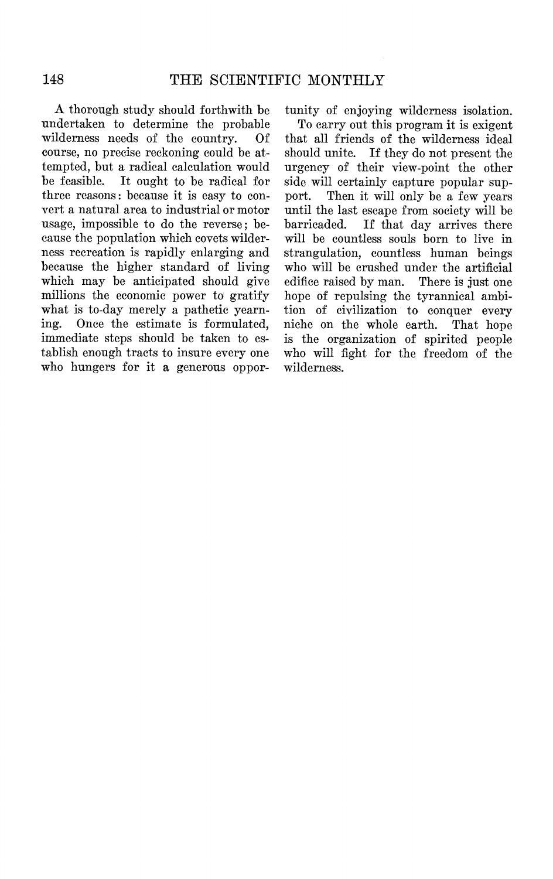A thorough study should forthwith be undertaken to determine the probable wilderness needs of the country. Of course, no precise reckoning could be attempted, but a radical calculation would be feasible. It ought to be radical for three reasons: because it is easy to convert a natural area to industrial or motor usage, impossible to do the reverse; because the population which covets wilderness recreation is rapidly enlarging and because the higher standard of living which may be anticipated should give millions the economic power to gratify what is to-day merely a pathetic yearning. Once the estimate is formulated, immediate steps should be taken to establish enough tracts to insure every one who hungers for it a generous opportunity of enjoying wilderness isolation.

To carry out this program it is exigent that all friends of the wilderness ideal should unite. If they do not present the urgency of their view-point the other side will certainly capture popular support. Then it will only be a few years until the last escape from society will be barricaded. If that day arrives there will be countless souls born to live in strangulation, countless human beings who will be crushed under the artificial edifice raised by man. There is just one hope of repulsing the tyrannical ambition of civilization to conquer every niche on the whole earth. That hope is the organization of spirited people who will fight for the freedom of the wilderness.